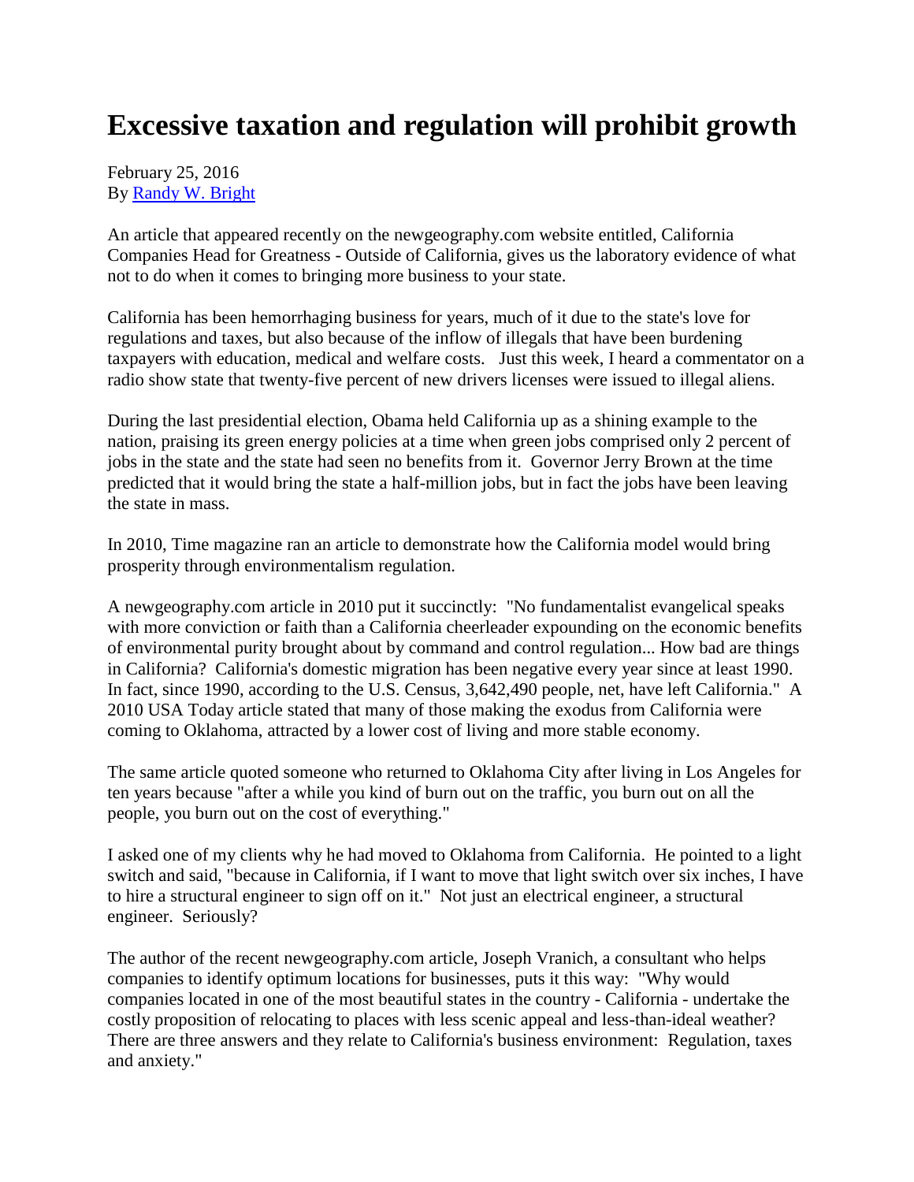# Excessive taxation and regulation will prohibit growth

February 25, 2016
By [Randy W. Bright]

An article that appeared recently on the newgeography.com website entitled, California Companies Head for Greatness - Outside of California, gives us the laboratory evidence of what not to do when it comes to bringing more business to your state.

California has been hemorrhaging business for years, much of it due to the state's love for regulations and taxes, but also because of the inflow of illegals that have been burdening taxpayers with education, medical and welfare costs. Just this week, I heard a commentator on a radio show state that twenty-five percent of new drivers licenses were issued to illegal aliens.

During the last presidential election, Obama held California up as a shining example to the nation, praising its green energy policies at a time when green jobs comprised only 2 percent of jobs in the state and the state had seen no benefits from it. Governor Jerry Brown at the time predicted that it would bring the state a half-million jobs, but in fact the jobs have been leaving the state in mass.

In 2010, Time magazine ran an article to demonstrate how the California model would bring prosperity through environmentalism regulation.

A newgeography.com article in 2010 put it succinctly: "No fundamentalist evangelical speaks with more conviction or faith than a California cheerleader expounding on the economic benefits of environmental purity brought about by command and control regulation... How bad are things in California? California's domestic migration has been negative every year since at least 1990. In fact, since 1990, according to the U.S. Census, 3,642,490 people, net, have left California." A 2010 USA Today article stated that many of those making the exodus from California were coming to Oklahoma, attracted by a lower cost of living and more stable economy.

The same article quoted someone who returned to Oklahoma City after living in Los Angeles for ten years because "after a while you kind of burn out on the traffic, you burn out on all the people, you burn out on the cost of everything."

I asked one of my clients why he had moved to Oklahoma from California. He pointed to a light switch and said, "because in California, if I want to move that light switch over six inches, I have to hire a structural engineer to sign off on it." Not just an electrical engineer, a structural engineer. Seriously?

The author of the recent newgeography.com article, Joseph Vranich, a consultant who helps companies to identify optimum locations for businesses, puts it this way: "Why would companies located in one of the most beautiful states in the country - California - undertake the costly proposition of relocating to places with less scenic appeal and less-than-ideal weather? There are three answers and they relate to California's business environment: Regulation, taxes and anxiety."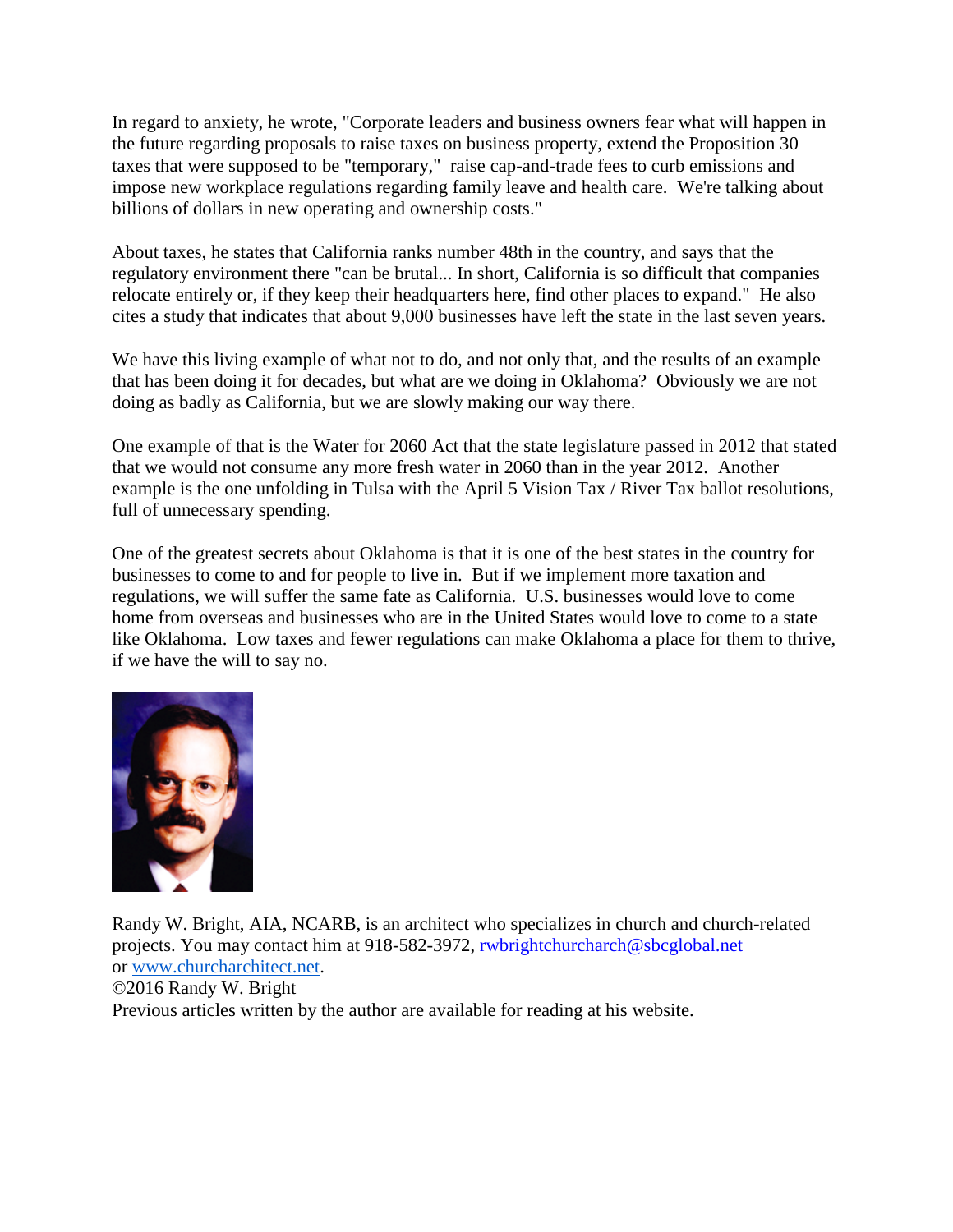In regard to anxiety, he wrote, "Corporate leaders and business owners fear what will happen in the future regarding proposals to raise taxes on business property, extend the Proposition 30 taxes that were supposed to be "temporary," raise cap-and-trade fees to curb emissions and impose new workplace regulations regarding family leave and health care. We're talking about billions of dollars in new operating and ownership costs."

About taxes, he states that California ranks number 48th in the country, and says that the regulatory environment there "can be brutal... In short, California is so difficult that companies relocate entirely or, if they keep their headquarters here, find other places to expand." He also cites a study that indicates that about 9,000 businesses have left the state in the last seven years.

We have this living example of what not to do, and not only that, and the results of an example that has been doing it for decades, but what are we doing in Oklahoma? Obviously we are not doing as badly as California, but we are slowly making our way there.

One example of that is the Water for 2060 Act that the state legislature passed in 2012 that stated that we would not consume any more fresh water in 2060 than in the year 2012. Another example is the one unfolding in Tulsa with the April 5 Vision Tax / River Tax ballot resolutions, full of unnecessary spending.

One of the greatest secrets about Oklahoma is that it is one of the best states in the country for businesses to come to and for people to live in. But if we implement more taxation and regulations, we will suffer the same fate as California. U.S. businesses would love to come home from overseas and businesses who are in the United States would love to come to a state like Oklahoma. Low taxes and fewer regulations can make Oklahoma a place for them to thrive, if we have the will to say no.

Randy W. Bright, AIA, NCARB, is an architect who specializes in church and church-related projects. You may contact him at 918-582-3972, [rwbrightchurcharch@sbcglobal.net](mailto:rwbrightchurcharch@sbcglobal.net) or [www.churcharchitect.net](http://www.churcharchitect.net).
©2016 Randy W. Bright
Previous articles written by the author are available for reading at his website.